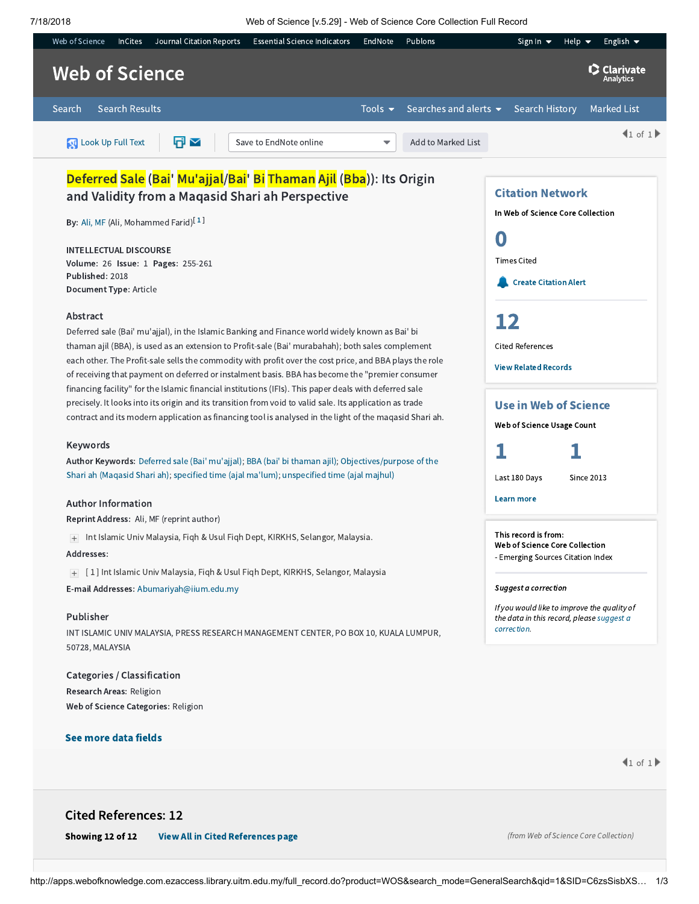# Deferred Sale (Bai' Mu'ajjal/Bai' Bi Thaman Ajil (Bba)): Its Origin and Validity from a Maqasid Shari ah Perspective

**By:** Ali, MF (Ali, Mohammed Farid)[1]

INTELLECTUAL DISCOURSE
**Volume:** 26 **Issue:** 1 **Pages:** 255-261
**Published:** 2018
**Document Type:** Article

## Abstract

Deferred sale (Bai' mu'ajjal), in the Islamic Banking and Finance world widely known as Bai' bi thaman ajil (BBA), is used as an extension to Profit-sale (Bai' murabahah); both sales complement each other. The Profit-sale sells the commodity with profit over the cost price, and BBA plays the role of receiving that payment on deferred or instalment basis. BBA has become the "premier consumer financing facility" for the Islamic financial institutions (IFIs). This paper deals with deferred sale precisely. It looks into its origin and its transition from void to valid sale. Its application as trade contract and its modern application as financing tool is analysed in the light of the maqasid Shari ah.

## Keywords

**Author Keywords:** Deferred sale (Bai' mu'ajjal); BBA (bai' bi thaman ajil); Objectives/purpose of the Shari ah (Maqasid Shari ah); specified time (ajal ma'lum); unspecified time (ajal majhul)

## Author Information

**Reprint Address:** Ali, MF (reprint author)

Int Islamic Univ Malaysia, Fiqh & Usul Fiqh Dept, KIRKHS, Selangor, Malaysia.

**Addresses:**

[1] Int Islamic Univ Malaysia, Fiqh & Usul Fiqh Dept, KIRKHS, Selangor, Malaysia

**E-mail Addresses:** Abumariyah@iium.edu.my

## Publisher

INT ISLAMIC UNIV MALAYSIA, PRESS RESEARCH MANAGEMENT CENTER, PO BOX 10, KUALA LUMPUR, 50728, MALAYSIA

## Categories / Classification

**Research Areas:** Religion
**Web of Science Categories:** Religion

**See more data fields**

## Citation Network

In Web of Science Core Collection

**0** Times Cited

Create Citation Alert

**12** Cited References

View Related Records

## Use in Web of Science

Web of Science Usage Count

**1** Last 180 Days

**1** Since 2013

Learn more

This record is from:
Web of Science Core Collection
- Emerging Sources Citation Index

*Suggest a correction*

*If you would like to improve the quality of the data in this record, please suggest a correction.*

## Cited References: 12

**Showing 12 of 12** View All in Cited References page

*(from Web of Science Core Collection)*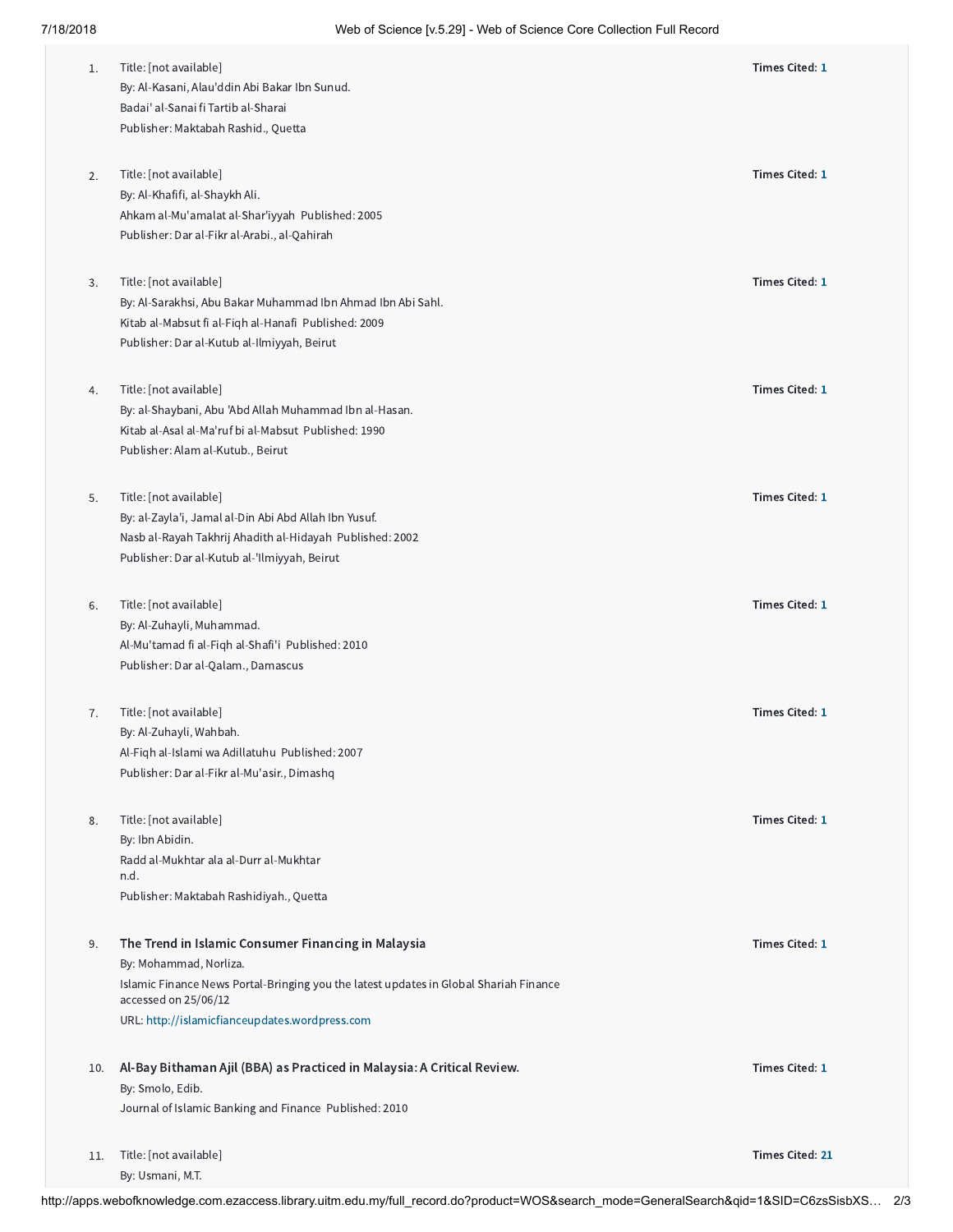1. Title: [not available]
   By: Al-Kasani, Alau'ddin Abi Bakar Ibn Sunud.
   Badai' al-Sanai fi Tartib al-Sharai
   Publisher: Maktabah Rashid., Quetta

   **Times Cited: 1**

2. Title: [not available]
   By: Al-Khafifi, al-Shaykh Ali.
   Ahkam al-Mu'amalat al-Shar'iyyah Published: 2005
   Publisher: Dar al-Fikr al-Arabi., al-Qahirah

   **Times Cited: 1**

3. Title: [not available]
   By: Al-Sarakhsi, Abu Bakar Muhammad Ibn Ahmad Ibn Abi Sahl.
   Kitab al-Mabsut fi al-Fiqh al-Hanafi Published: 2009
   Publisher: Dar al-Kutub al-Ilmiyyah, Beirut

   **Times Cited: 1**

4. Title: [not available]
   By: al-Shaybani, Abu 'Abd Allah Muhammad Ibn al-Hasan.
   Kitab al-Asal al-Ma'ruf bi al-Mabsut Published: 1990
   Publisher: Alam al-Kutub., Beirut

   **Times Cited: 1**

5. Title: [not available]
   By: al-Zayla'i, Jamal al-Din Abi Abd Allah Ibn Yusuf.
   Nasb al-Rayah Takhrij Ahadith al-Hidayah Published: 2002
   Publisher: Dar al-Kutub al-'Ilmiyyah, Beirut

   **Times Cited: 1**

6. Title: [not available]
   By: Al-Zuhayli, Muhammad.
   Al-Mu'tamad fi al-Fiqh al-Shafi'i Published: 2010
   Publisher: Dar al-Qalam., Damascus

   **Times Cited: 1**

7. Title: [not available]
   By: Al-Zuhayli, Wahbah.
   Al-Fiqh al-Islami wa Adillatuhu Published: 2007
   Publisher: Dar al-Fikr al-Mu'asir., Dimashq

   **Times Cited: 1**

8. Title: [not available]
   By: Ibn Abidin.
   Radd al-Mukhtar ala al-Durr al-Mukhtar
   n.d.
   Publisher: Maktabah Rashidiyah., Quetta

   **Times Cited: 1**

9. **The Trend in Islamic Consumer Financing in Malaysia**
   By: Mohammad, Norliza.
   Islamic Finance News Portal-Bringing you the latest updates in Global Shariah Finance accessed on 25/06/12
   URL: http://islamicfianceupdates.wordpress.com

   **Times Cited: 1**

10. **Al-Bay Bithaman Ajil (BBA) as Practiced in Malaysia: A Critical Review.**
    By: Smolo, Edib.
    Journal of Islamic Banking and Finance Published: 2010

    **Times Cited: 1**

11. Title: [not available]
    By: Usmani, M.T.

    **Times Cited: 21**